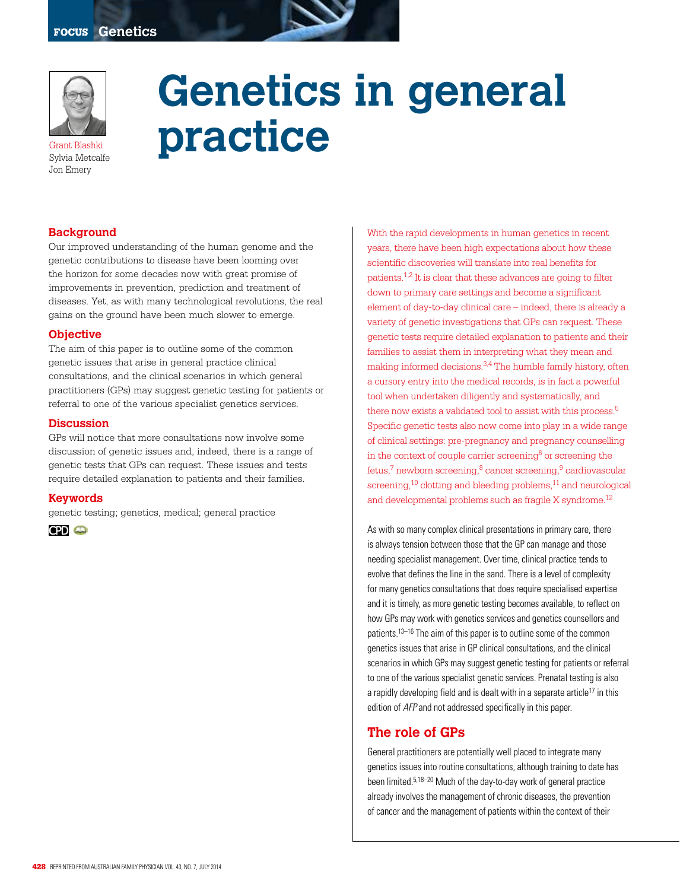# Genetics in general practice

Grant Blashki
Sylvia Metcalfe
Jon Emery

## Background

Our improved understanding of the human genome and the genetic contributions to disease have been looming over the horizon for some decades now with great promise of improvements in prevention, prediction and treatment of diseases. Yet, as with many technological revolutions, the real gains on the ground have been much slower to emerge.

## Objective

The aim of this paper is to outline some of the common genetic issues that arise in general practice clinical consultations, and the clinical scenarios in which general practitioners (GPs) may suggest genetic testing for patients or referral to one of the various specialist genetics services.

## Discussion

GPs will notice that more consultations now involve some discussion of genetic issues and, indeed, there is a range of genetic tests that GPs can request. These issues and tests require detailed explanation to patients and their families.

## Keywords

genetic testing; genetics, medical; general practice

With the rapid developments in human genetics in recent years, there have been high expectations about how these scientific discoveries will translate into real benefits for patients.[1,2] It is clear that these advances are going to filter down to primary care settings and become a significant element of day-to-day clinical care – indeed, there is already a variety of genetic investigations that GPs can request. These genetic tests require detailed explanation to patients and their families to assist them in interpreting what they mean and making informed decisions.[3,4] The humble family history, often a cursory entry into the medical records, is in fact a powerful tool when undertaken diligently and systematically, and there now exists a validated tool to assist with this process.[5] Specific genetic tests also now come into play in a wide range of clinical settings: pre-pregnancy and pregnancy counselling in the context of couple carrier screening[6] or screening the fetus,[7] newborn screening,[8] cancer screening,[9] cardiovascular screening,[10] clotting and bleeding problems,[11] and neurological and developmental problems such as fragile X syndrome.[12]

As with so many complex clinical presentations in primary care, there is always tension between those that the GP can manage and those needing specialist management. Over time, clinical practice tends to evolve that defines the line in the sand. There is a level of complexity for many genetics consultations that does require specialised expertise and it is timely, as more genetic testing becomes available, to reflect on how GPs may work with genetics services and genetics counsellors and patients.[13–16] The aim of this paper is to outline some of the common genetics issues that arise in GP clinical consultations, and the clinical scenarios in which GPs may suggest genetic testing for patients or referral to one of the various specialist genetic services. Prenatal testing is also a rapidly developing field and is dealt with in a separate article[17] in this edition of *AFP* and not addressed specifically in this paper.

## The role of GPs

General practitioners are potentially well placed to integrate many genetics issues into routine consultations, although training to date has been limited.[5,18–20] Much of the day-to-day work of general practice already involves the management of chronic diseases, the prevention of cancer and the management of patients within the context of their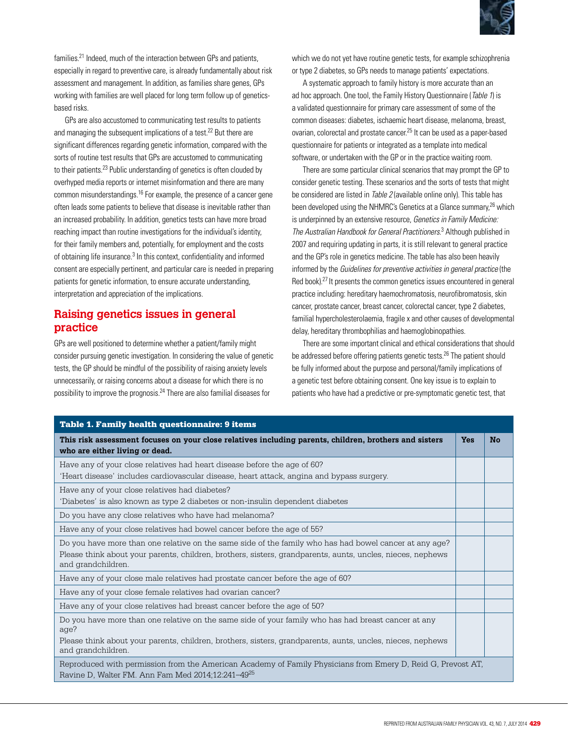families.[21] Indeed, much of the interaction between GPs and patients, especially in regard to preventive care, is already fundamentally about risk assessment and management. In addition, as families share genes, GPs working with families are well placed for long term follow up of genetics-based risks.

GPs are also accustomed to communicating test results to patients and managing the subsequent implications of a test.[22] But there are significant differences regarding genetic information, compared with the sorts of routine test results that GPs are accustomed to communicating to their patients.[23] Public understanding of genetics is often clouded by overhyped media reports or internet misinformation and there are many common misunderstandings.[16] For example, the presence of a cancer gene often leads some patients to believe that disease is inevitable rather than an increased probability. In addition, genetics tests can have more broad reaching impact than routine investigations for the individual's identity, for their family members and, potentially, for employment and the costs of obtaining life insurance.[3] In this context, confidentiality and informed consent are especially pertinent, and particular care is needed in preparing patients for genetic information, to ensure accurate understanding, interpretation and appreciation of the implications.

## Raising genetics issues in general practice

GPs are well positioned to determine whether a patient/family might consider pursuing genetic investigation. In considering the value of genetic tests, the GP should be mindful of the possibility of raising anxiety levels unnecessarily, or raising concerns about a disease for which there is no possibility to improve the prognosis.[24] There are also familial diseases for which we do not yet have routine genetic tests, for example schizophrenia or type 2 diabetes, so GPs needs to manage patients' expectations.

A systematic approach to family history is more accurate than an ad hoc approach. One tool, the Family History Questionnaire (*Table 1*) is a validated questionnaire for primary care assessment of some of the common diseases: diabetes, ischaemic heart disease, melanoma, breast, ovarian, colorectal and prostate cancer.[25] It can be used as a paper-based questionnaire for patients or integrated as a template into medical software, or undertaken with the GP or in the practice waiting room.

There are some particular clinical scenarios that may prompt the GP to consider genetic testing. These scenarios and the sorts of tests that might be considered are listed in *Table 2* (available online only). This table has been developed using the NHMRC's Genetics at a Glance summary,[26] which is underpinned by an extensive resource, *Genetics in Family Medicine: The Australian Handbook for General Practitioners*.[3] Although published in 2007 and requiring updating in parts, it is still relevant to general practice and the GP's role in genetics medicine. The table has also been heavily informed by the *Guidelines for preventive activities in general practice* (the Red book).[27] It presents the common genetics issues encountered in general practice including: hereditary haemochromatosis, neurofibromatosis, skin cancer, prostate cancer, breast cancer, colorectal cancer, type 2 diabetes, familial hypercholesterolaemia, fragile x and other causes of developmental delay, hereditary thrombophilias and haemoglobinopathies.

There are some important clinical and ethical considerations that should be addressed before offering patients genetic tests.[26] The patient should be fully informed about the purpose and personal/family implications of a genetic test before obtaining consent. One key issue is to explain to patients who have had a predictive or pre-symptomatic genetic test, that

**Table 1. Family health questionnaire: 9 items**

| This risk assessment focuses on your close relatives including parents, children, brothers and sisters who are either living or dead. | Yes | No |
|---|---|---|
| Have any of your close relatives had heart disease before the age of 60? 'Heart disease' includes cardiovascular disease, heart attack, angina and bypass surgery. | | |
| Have any of your close relatives had diabetes? 'Diabetes' is also known as type 2 diabetes or non-insulin dependent diabetes | | |
| Do you have any close relatives who have had melanoma? | | |
| Have any of your close relatives had bowel cancer before the age of 55? | | |
| Do you have more than one relative on the same side of the family who has had bowel cancer at any age? Please think about your parents, children, brothers, sisters, grandparents, aunts, uncles, nieces, nephews and grandchildren. | | |
| Have any of your close male relatives had prostate cancer before the age of 60? | | |
| Have any of your close female relatives had ovarian cancer? | | |
| Have any of your close relatives had breast cancer before the age of 50? | | |
| Do you have more than one relative on the same side of your family who has had breast cancer at any age? Please think about your parents, children, brothers, sisters, grandparents, aunts, uncles, nieces, nephews and grandchildren. | | |

Reproduced with permission from the American Academy of Family Physicians from Emery D, Reid G, Prevost AT, Ravine D, Walter FM. Ann Fam Med 2014;12:241–49[25]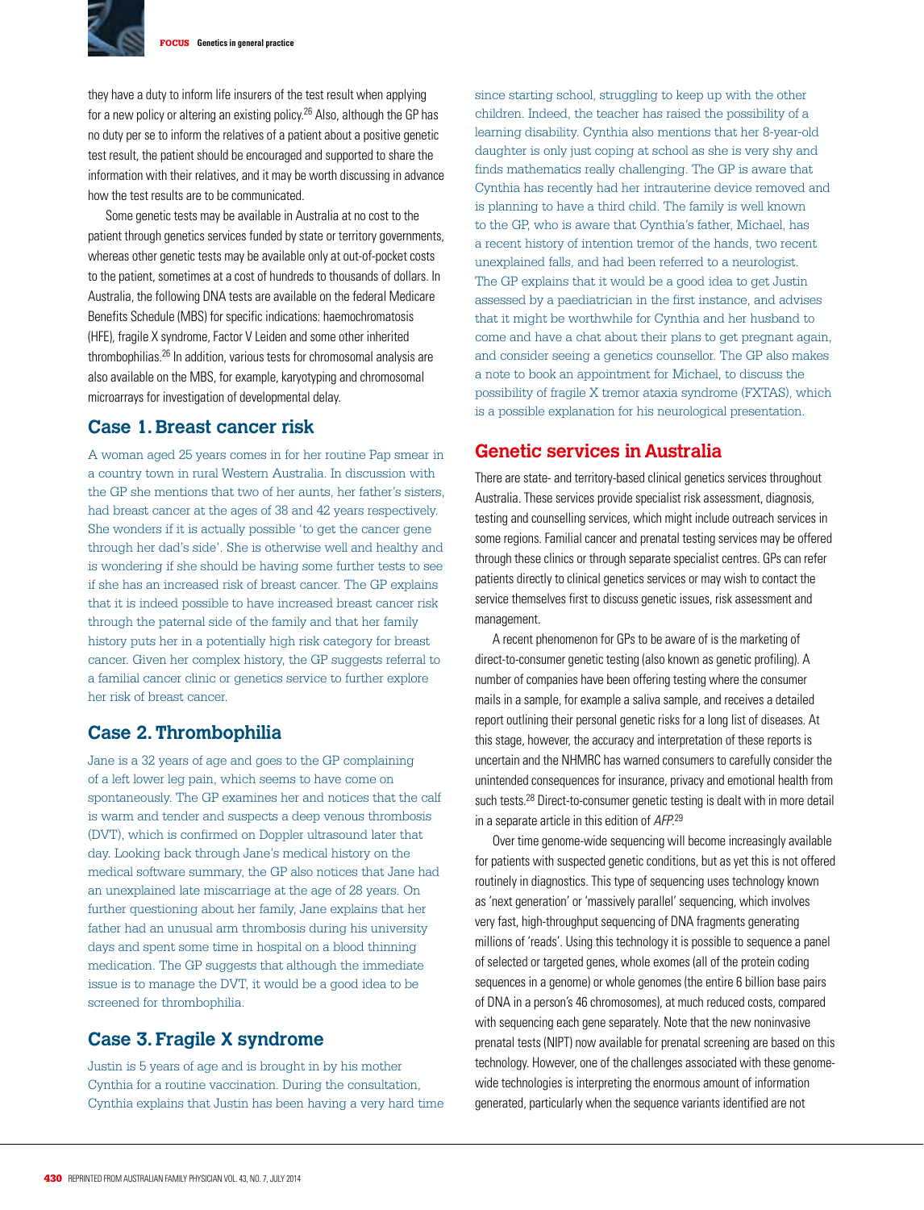they have a duty to inform life insurers of the test result when applying for a new policy or altering an existing policy.[26] Also, although the GP has no duty per se to inform the relatives of a patient about a positive genetic test result, the patient should be encouraged and supported to share the information with their relatives, and it may be worth discussing in advance how the test results are to be communicated.

Some genetic tests may be available in Australia at no cost to the patient through genetics services funded by state or territory governments, whereas other genetic tests may be available only at out-of-pocket costs to the patient, sometimes at a cost of hundreds to thousands of dollars. In Australia, the following DNA tests are available on the federal Medicare Benefits Schedule (MBS) for specific indications: haemochromatosis (HFE), fragile X syndrome, Factor V Leiden and some other inherited thrombophilias.[26] In addition, various tests for chromosomal analysis are also available on the MBS, for example, karyotyping and chromosomal microarrays for investigation of developmental delay.

## Case 1. Breast cancer risk

A woman aged 25 years comes in for her routine Pap smear in a country town in rural Western Australia. In discussion with the GP she mentions that two of her aunts, her father's sisters, had breast cancer at the ages of 38 and 42 years respectively. She wonders if it is actually possible 'to get the cancer gene through her dad's side'. She is otherwise well and healthy and is wondering if she should be having some further tests to see if she has an increased risk of breast cancer. The GP explains that it is indeed possible to have increased breast cancer risk through the paternal side of the family and that her family history puts her in a potentially high risk category for breast cancer. Given her complex history, the GP suggests referral to a familial cancer clinic or genetics service to further explore her risk of breast cancer.

## Case 2. Thrombophilia

Jane is a 32 years of age and goes to the GP complaining of a left lower leg pain, which seems to have come on spontaneously. The GP examines her and notices that the calf is warm and tender and suspects a deep venous thrombosis (DVT), which is confirmed on Doppler ultrasound later that day. Looking back through Jane's medical history on the medical software summary, the GP also notices that Jane had an unexplained late miscarriage at the age of 28 years. On further questioning about her family, Jane explains that her father had an unusual arm thrombosis during his university days and spent some time in hospital on a blood thinning medication. The GP suggests that although the immediate issue is to manage the DVT, it would be a good idea to be screened for thrombophilia.

## Case 3. Fragile X syndrome

Justin is 5 years of age and is brought in by his mother Cynthia for a routine vaccination. During the consultation, Cynthia explains that Justin has been having a very hard time since starting school, struggling to keep up with the other children. Indeed, the teacher has raised the possibility of a learning disability. Cynthia also mentions that her 8-year-old daughter is only just coping at school as she is very shy and finds mathematics really challenging. The GP is aware that Cynthia has recently had her intrauterine device removed and is planning to have a third child. The family is well known to the GP, who is aware that Cynthia's father, Michael, has a recent history of intention tremor of the hands, two recent unexplained falls, and had been referred to a neurologist. The GP explains that it would be a good idea to get Justin assessed by a paediatrician in the first instance, and advises that it might be worthwhile for Cynthia and her husband to come and have a chat about their plans to get pregnant again, and consider seeing a genetics counsellor. The GP also makes a note to book an appointment for Michael, to discuss the possibility of fragile X tremor ataxia syndrome (FXTAS), which is a possible explanation for his neurological presentation.

## Genetic services in Australia

There are state- and territory-based clinical genetics services throughout Australia. These services provide specialist risk assessment, diagnosis, testing and counselling services, which might include outreach services in some regions. Familial cancer and prenatal testing services may be offered through these clinics or through separate specialist centres. GPs can refer patients directly to clinical genetics services or may wish to contact the service themselves first to discuss genetic issues, risk assessment and management.

A recent phenomenon for GPs to be aware of is the marketing of direct-to-consumer genetic testing (also known as genetic profiling). A number of companies have been offering testing where the consumer mails in a sample, for example a saliva sample, and receives a detailed report outlining their personal genetic risks for a long list of diseases. At this stage, however, the accuracy and interpretation of these reports is uncertain and the NHMRC has warned consumers to carefully consider the unintended consequences for insurance, privacy and emotional health from such tests.[28] Direct-to-consumer genetic testing is dealt with in more detail in a separate article in this edition of *AFP*.[29]

Over time genome-wide sequencing will become increasingly available for patients with suspected genetic conditions, but as yet this is not offered routinely in diagnostics. This type of sequencing uses technology known as 'next generation' or 'massively parallel' sequencing, which involves very fast, high-throughput sequencing of DNA fragments generating millions of 'reads'. Using this technology it is possible to sequence a panel of selected or targeted genes, whole exomes (all of the protein coding sequences in a genome) or whole genomes (the entire 6 billion base pairs of DNA in a person's 46 chromosomes), at much reduced costs, compared with sequencing each gene separately. Note that the new noninvasive prenatal tests (NIPT) now available for prenatal screening are based on this technology. However, one of the challenges associated with these genome-wide technologies is interpreting the enormous amount of information generated, particularly when the sequence variants identified are not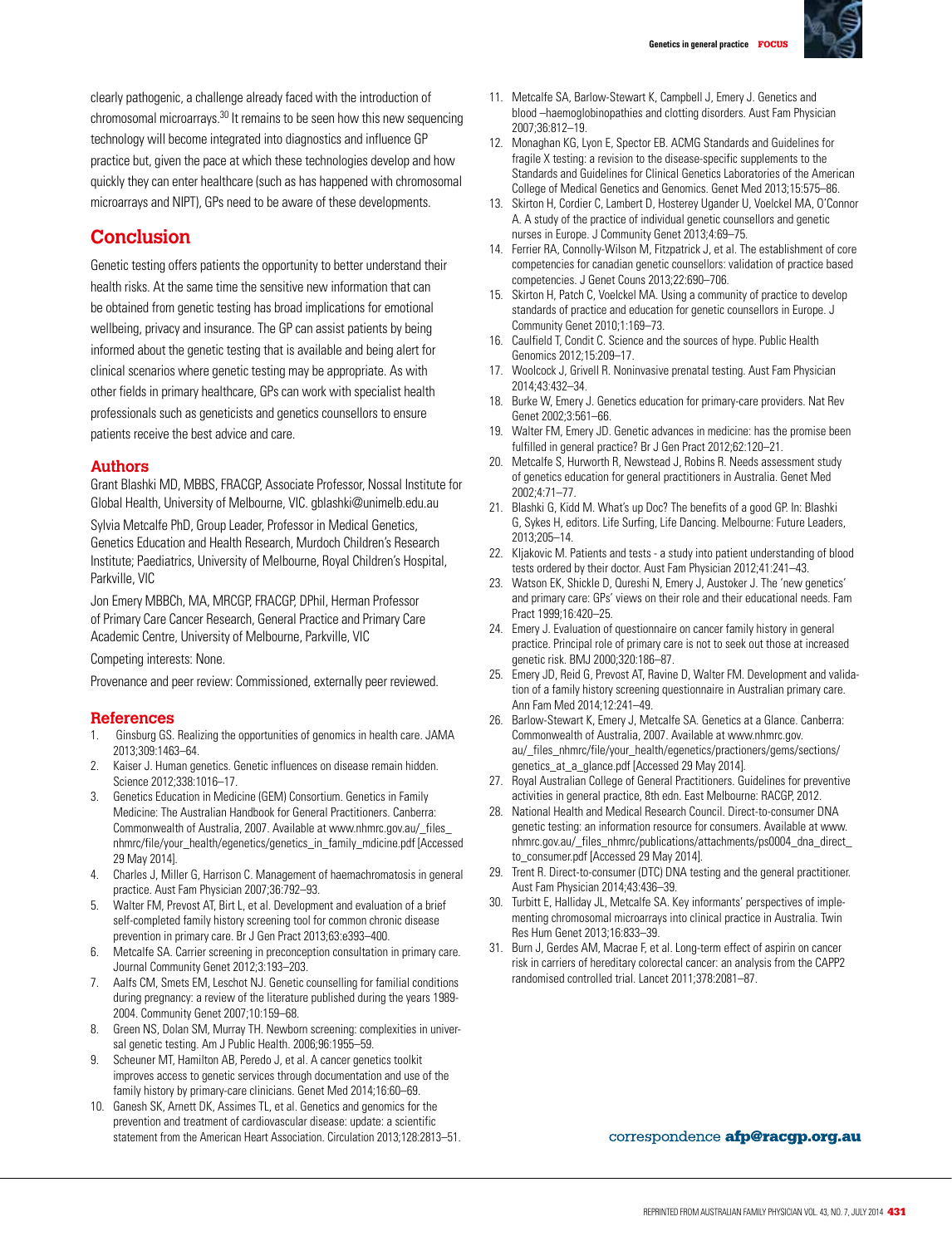clearly pathogenic, a challenge already faced with the introduction of chromosomal microarrays.[30] It remains to be seen how this new sequencing technology will become integrated into diagnostics and influence GP practice but, given the pace at which these technologies develop and how quickly they can enter healthcare (such as has happened with chromosomal microarrays and NIPT), GPs need to be aware of these developments.

## Conclusion

Genetic testing offers patients the opportunity to better understand their health risks. At the same time the sensitive new information that can be obtained from genetic testing has broad implications for emotional wellbeing, privacy and insurance. The GP can assist patients by being informed about the genetic testing that is available and being alert for clinical scenarios where genetic testing may be appropriate. As with other fields in primary healthcare, GPs can work with specialist health professionals such as geneticists and genetics counsellors to ensure patients receive the best advice and care.

### Authors

Grant Blashki MD, MBBS, FRACGP, Associate Professor, Nossal Institute for Global Health, University of Melbourne, VIC. gblashki@unimelb.edu.au

Sylvia Metcalfe PhD, Group Leader, Professor in Medical Genetics, Genetics Education and Health Research, Murdoch Children's Research Institute; Paediatrics, University of Melbourne, Royal Children's Hospital, Parkville, VIC

Jon Emery MBBCh, MA, MRCGP, FRACGP, DPhil, Herman Professor of Primary Care Cancer Research, General Practice and Primary Care Academic Centre, University of Melbourne, Parkville, VIC

Competing interests: None.

Provenance and peer review: Commissioned, externally peer reviewed.

### References

1. Ginsburg GS. Realizing the opportunities of genomics in health care. JAMA 2013;309:1463–64.
2. Kaiser J. Human genetics. Genetic influences on disease remain hidden. Science 2012;338:1016–17.
3. Genetics Education in Medicine (GEM) Consortium. Genetics in Family Medicine: The Australian Handbook for General Practitioners. Canberra: Commonwealth of Australia, 2007. Available at www.nhmrc.gov.au/_files_nhmrc/file/your_health/egenetics/genetics_in_family_mdicine.pdf [Accessed 29 May 2014].
4. Charles J, Miller G, Harrison C. Management of haemachromatosis in general practice. Aust Fam Physician 2007;36:792–93.
5. Walter FM, Prevost AT, Birt L, et al. Development and evaluation of a brief self-completed family history screening tool for common chronic disease prevention in primary care. Br J Gen Pract 2013;63:e393–400.
6. Metcalfe SA. Carrier screening in preconception consultation in primary care. Journal Community Genet 2012;3:193–203.
7. Aalfs CM, Smets EM, Leschot NJ. Genetic counselling for familial conditions during pregnancy: a review of the literature published during the years 1989-2004. Community Genet 2007;10:159–68.
8. Green NS, Dolan SM, Murray TH. Newborn screening: complexities in universal genetic testing. Am J Public Health. 2006;96:1955–59.
9. Scheuner MT, Hamilton AB, Peredo J, et al. A cancer genetics toolkit improves access to genetic services through documentation and use of the family history by primary-care clinicians. Genet Med 2014;16:60–69.
10. Ganesh SK, Arnett DK, Assimes TL, et al. Genetics and genomics for the prevention and treatment of cardiovascular disease: update: a scientific statement from the American Heart Association. Circulation 2013;128:2813–51.
11. Metcalfe SA, Barlow-Stewart K, Campbell J, Emery J. Genetics and blood –haemoglobinopathies and clotting disorders. Aust Fam Physician 2007;36:812–19.
12. Monaghan KG, Lyon E, Spector EB. ACMG Standards and Guidelines for fragile X testing: a revision to the disease-specific supplements to the Standards and Guidelines for Clinical Genetics Laboratories of the American College of Medical Genetics and Genomics. Genet Med 2013;15:575–86.
13. Skirton H, Cordier C, Lambert D, Hosterey Ugander U, Voelckel MA, O'Connor A. A study of the practice of individual genetic counsellors and genetic nurses in Europe. J Community Genet 2013;4:69–75.
14. Ferrier RA, Connolly-Wilson M, Fitzpatrick J, et al. The establishment of core competencies for canadian genetic counsellors: validation of practice based competencies. J Genet Couns 2013;22:690–706.
15. Skirton H, Patch C, Voelckel MA. Using a community of practice to develop standards of practice and education for genetic counsellors in Europe. J Community Genet 2010;1:169–73.
16. Caulfield T, Condit C. Science and the sources of hype. Public Health Genomics 2012;15:209–17.
17. Woolcock J, Grivell R. Noninvasive prenatal testing. Aust Fam Physician 2014;43:432–34.
18. Burke W, Emery J. Genetics education for primary-care providers. Nat Rev Genet 2002;3:561–66.
19. Walter FM, Emery JD. Genetic advances in medicine: has the promise been fulfilled in general practice? Br J Gen Pract 2012;62:120–21.
20. Metcalfe S, Hurworth R, Newstead J, Robins R. Needs assessment study of genetics education for general practitioners in Australia. Genet Med 2002;4:71–77.
21. Blashki G, Kidd M. What's up Doc? The benefits of a good GP. In: Blashki G, Sykes H, editors. Life Surfing, Life Dancing. Melbourne: Future Leaders, 2013;205–14.
22. Kljakovic M. Patients and tests - a study into patient understanding of blood tests ordered by their doctor. Aust Fam Physician 2012;41:241–43.
23. Watson EK, Shickle D, Qureshi N, Emery J, Austoker J. The 'new genetics' and primary care: GPs' views on their role and their educational needs. Fam Pract 1999;16:420–25.
24. Emery J. Evaluation of questionnaire on cancer family history in general practice. Principal role of primary care is not to seek out those at increased genetic risk. BMJ 2000;320:186–87.
25. Emery JD, Reid G, Prevost AT, Ravine D, Walter FM. Development and validation of a family history screening questionnaire in Australian primary care. Ann Fam Med 2014;12:241–49.
26. Barlow-Stewart K, Emery J, Metcalfe SA. Genetics at a Glance. Canberra: Commonwealth of Australia, 2007. Available at www.nhmrc.gov.au/_files_nhmrc/file/your_health/egenetics/practioners/gems/sections/genetics_at_a_glance.pdf [Accessed 29 May 2014].
27. Royal Australian College of General Practitioners. Guidelines for preventive activities in general practice, 8th edn. East Melbourne: RACGP, 2012.
28. National Health and Medical Research Council. Direct-to-consumer DNA genetic testing: an information resource for consumers. Available at www.nhmrc.gov.au/_files_nhmrc/publications/attachments/ps0004_dna_direct_to_consumer.pdf [Accessed 29 May 2014].
29. Trent R. Direct-to-consumer (DTC) DNA testing and the general practitioner. Aust Fam Physician 2014;43:436–39.
30. Turbitt E, Halliday JL, Metcalfe SA. Key informants' perspectives of implementing chromosomal microarrays into clinical practice in Australia. Twin Res Hum Genet 2013;16:833–39.
31. Burn J, Gerdes AM, Macrae F, et al. Long-term effect of aspirin on cancer risk in carriers of hereditary colorectal cancer: an analysis from the CAPP2 randomised controlled trial. Lancet 2011;378:2081–87.

correspondence **afp@racgp.org.au**